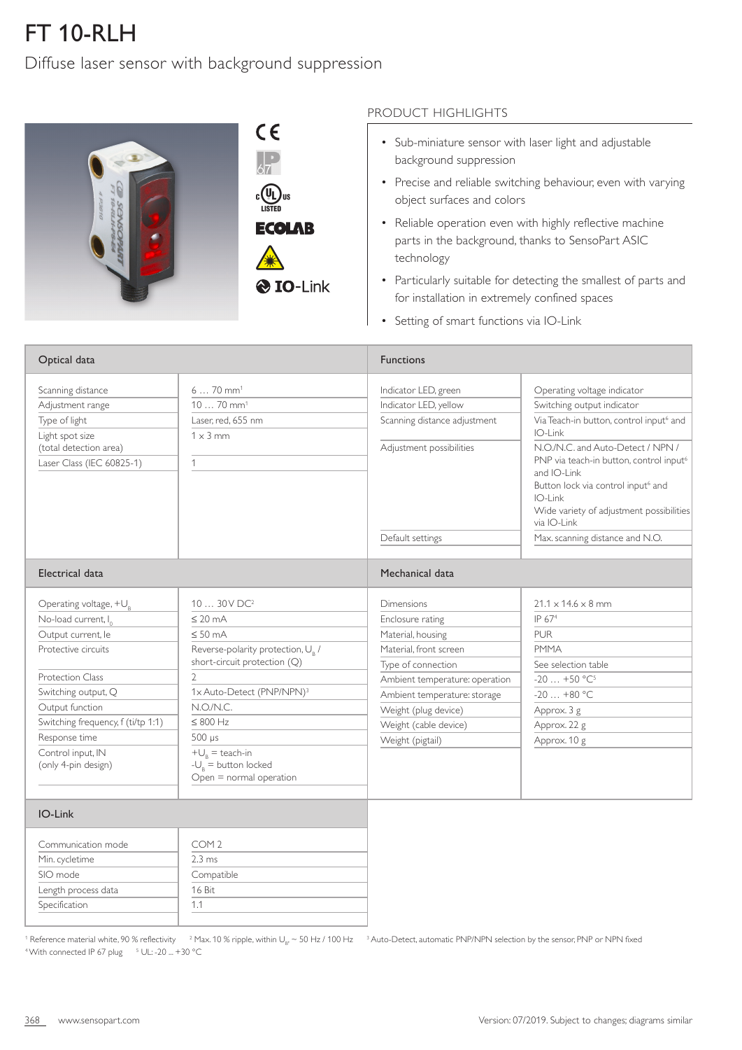# FT 10-RLH

## Diffuse laser sensor with background suppression

### PRODUCT HIGHLIGHTS

- Sub-miniature sensor with laser light and adjustable background suppression
- Precise and reliable switching behaviour, even with varying object surfaces and colors
- Reliable operation even with highly reflective machine parts in the background, thanks to SensoPart ASIC technology
- Particularly suitable for detecting the smallest of parts and for installation in extremely confined spaces
- Setting of smart functions via IO-Link

### Optical data

| | |
|---|---|
| Scanning distance | 6 … 70 mm[1] |
| Adjustment range | 10 … 70 mm[1] |
| Type of light | Laser, red, 655 nm |
| Light spot size (total detection area) | 1 x 3 mm |
| Laser Class (IEC 60825-1) | 1 |

### Functions

| | |
|---|---|
| Indicator LED, green | Operating voltage indicator |
| Indicator LED, yellow | Switching output indicator |
| Scanning distance adjustment | Via Teach-in button, control input[6] and IO-Link |
| Adjustment possibilities | N.O./N.C. and Auto-Detect / NPN / PNP via teach-in button, control input[6] and IO-Link<br>Button lock via control input[6] and IO-Link<br>Wide variety of adjustment possibilities via IO-Link |
| Default settings | Max. scanning distance and N.O. |

### Electrical data

| | |
|---|---|
| Operating voltage, $+U_B$ | 10 … 30 V DC[2] |
| No-load current, $I_0$ | ≤ 20 mA |
| Output current, Ie | ≤ 50 mA |
| Protective circuits | Reverse-polarity protection, $U_B$ / short-circuit protection (Q) |
| Protection Class | 2 |
| Switching output, Q | 1x Auto-Detect (PNP/NPN)[3] |
| Output function | N.O./N.C. |
| Switching frequency, f (ti/tp 1:1) | ≤ 800 Hz |
| Response time | 500 µs |
| Control input, IN (only 4-pin design) | $+U_B$ = teach-in<br>$-U_B$ = button locked<br>Open = normal operation |

### Mechanical data

| | |
|---|---|
| Dimensions | 21.1 x 14.6 x 8 mm |
| Enclosure rating | IP 67[4] |
| Material, housing | PUR |
| Material, front screen | PMMA |
| Type of connection | See selection table |
| Ambient temperature: operation | -20 … +50 °C[5] |
| Ambient temperature: storage | -20 … +80 °C |
| Weight (plug device) | Approx. 3 g |
| Weight (cable device) | Approx. 22 g |
| Weight (pigtail) | Approx. 10 g |

### IO-Link

| | |
|---|---|
| Communication mode | COM 2 |
| Min. cycletime | 2.3 ms |
| SIO mode | Compatible |
| Length process data | 16 Bit |
| Specification | 1.1 |

[1] Reference material white, 90 % reflectivity [2] Max. 10 % ripple, within $U_B$, ~ 50 Hz / 100 Hz [3] Auto-Detect, automatic PNP/NPN selection by the sensor, PNP or NPN fixed
[4] With connected IP 67 plug [5] UL: -20 ... +30 °C

Version: 07/2019. Subject to changes; diagrams similar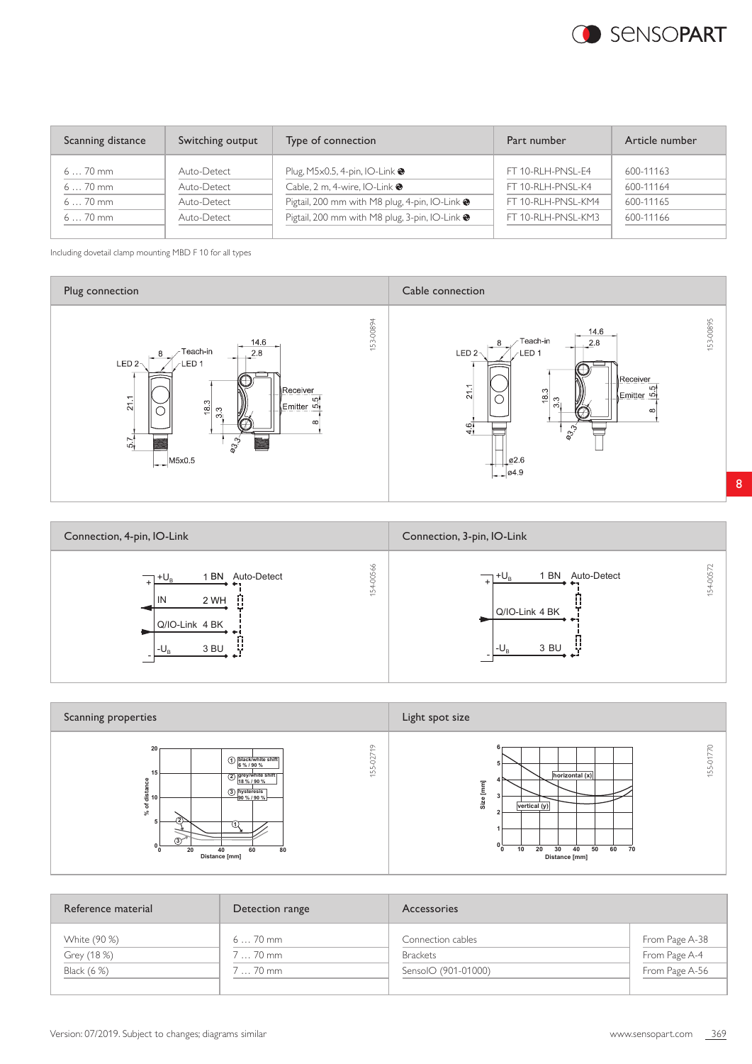| Scanning distance | Switching output | Type of connection | Part number | Article number |
|---|---|---|---|---|
| 6 … 70 mm | Auto-Detect | Plug, M5x0.5, 4-pin, IO-Link | FT 10-RLH-PNSL-E4 | 600-11163 |
| 6 … 70 mm | Auto-Detect | Cable, 2 m, 4-wire, IO-Link | FT 10-RLH-PNSL-K4 | 600-11164 |
| 6 … 70 mm | Auto-Detect | Pigtail, 200 mm with M8 plug, 4-pin, IO-Link | FT 10-RLH-PNSL-KM4 | 600-11165 |
| 6 … 70 mm | Auto-Detect | Pigtail, 200 mm with M8 plug, 3-pin, IO-Link | FT 10-RLH-PNSL-KM3 | 600-11166 |

Including dovetail clamp mounting MBD F 10 for all types

## Plug connection

153-00894

LED 2
8
Teach-in
LED 1
14.6
2.8
21.1
5.7
M5x0.5
18.3
3.3
Receiver
Emitter
5.5
8
ø3.3

## Cable connection

153-00895

LED 2
8
Teach-in
LED 1
14.6
2.8
21.1
4.6
ø2.6
ø4.9
18.3
3.3
Receiver
Emitter
5.5
8
ø3.3

## Connection, 4-pin, IO-Link

154-00566

+ $+U_B$ 1 BN Auto-Detect
IN 2 WH
Q/IO-Link 4 BK
- $-U_B$ 3 BU

## Connection, 3-pin, IO-Link

154-00572

+ $+U_B$ 1 BN Auto-Detect
Q/IO-Link 4 BK
- $-U_B$ 3 BU

## Scanning properties

155-02719

% of distance
Distance [mm]
0 20 40 60 80
0 5 10 15 20
① black/white shift 6 % / 90 %
② grey/white shift 18 % / 90 %
③ hysteresis 90 % / 90 %

## Light spot size

155-01770

Size [mm]
Distance [mm]
0 10 20 30 40 50 60 70
0 1 2 3 4 5 6
horizontal (x)
vertical (y)

| Reference material | Detection range |
|---|---|
| White (90 %) | 6 … 70 mm |
| Grey (18 %) | 7 … 70 mm |
| Black (6 %) | 7 … 70 mm |

| Accessories | |
|---|---|
| Connection cables | From Page A-38 |
| Brackets | From Page A-4 |
| SensoIO (901-01000) | From Page A-56 |

Version: 07/2019. Subject to changes; diagrams similar